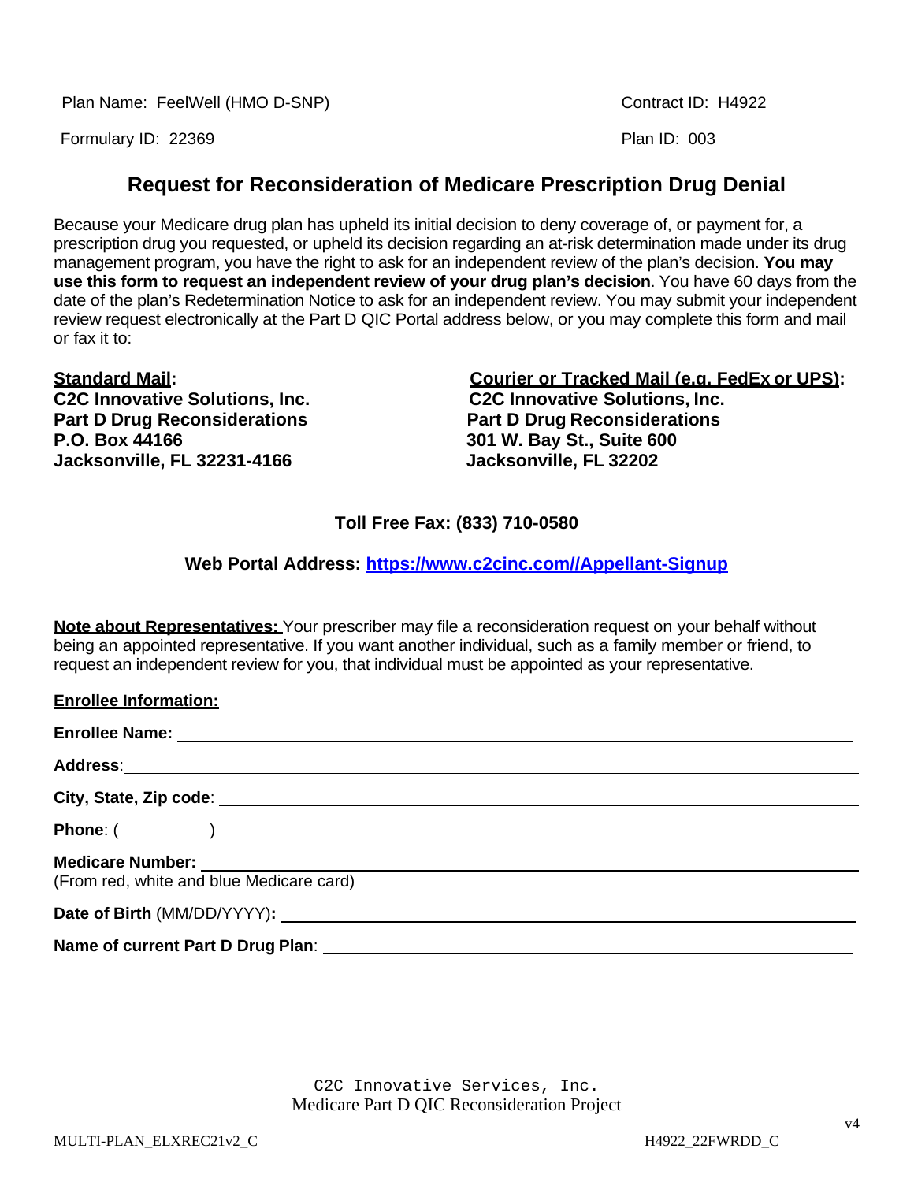Plan Name: FeelWell (HMO D-SNP)

Contract ID: H4922

Formulary ID: 22369

Plan ID: 003

# Request for Reconsideration of Medicare Prescription Drug Denial

Because your Medicare drug plan has upheld its initial decision to deny coverage of, or payment for, a prescription drug you requested, or upheld its decision regarding an at-risk determination made under its drug management program, you have the right to ask for an independent review of the plan's decision. **You may use this form to request an independent review of your drug plan's decision**. You have 60 days from the date of the plan's Redetermination Notice to ask for an independent review. You may submit your independent review request electronically at the Part D QIC Portal address below, or you may complete this form and mail or fax it to:

**Standard Mail:**
**C2C Innovative Solutions, Inc.**
**Part D Drug Reconsiderations**
**P.O. Box 44166**
**Jacksonville, FL 32231-4166**

**Courier or Tracked Mail (e.g. FedEx or UPS):**
**C2C Innovative Solutions, Inc.**
**Part D Drug Reconsiderations**
**301 W. Bay St., Suite 600**
**Jacksonville, FL 32202**

**Toll Free Fax: (833) 710-0580**

**Web Portal Address: https://www.c2cinc.com//Appellant-Signup**

**Note about Representatives:** Your prescriber may file a reconsideration request on your behalf without being an appointed representative. If you want another individual, such as a family member or friend, to request an independent review for you, that individual must be appointed as your representative.

**Enrollee Information:**

**Enrollee Name:** ______________________________

**Address**: ______________________________

**City, State, Zip code**: ______________________________

**Phone**: (__________) ______________________________

**Medicare Number:** ______________________________
(From red, white and blue Medicare card)

**Date of Birth** (MM/DD/YYYY)**:** ______________________________

**Name of current Part D Drug Plan**: ______________________________

C2C Innovative Services, Inc.
Medicare Part D QIC Reconsideration Project

MULTI-PLAN_ELXREC21v2_C

H4922_22FWRDD_C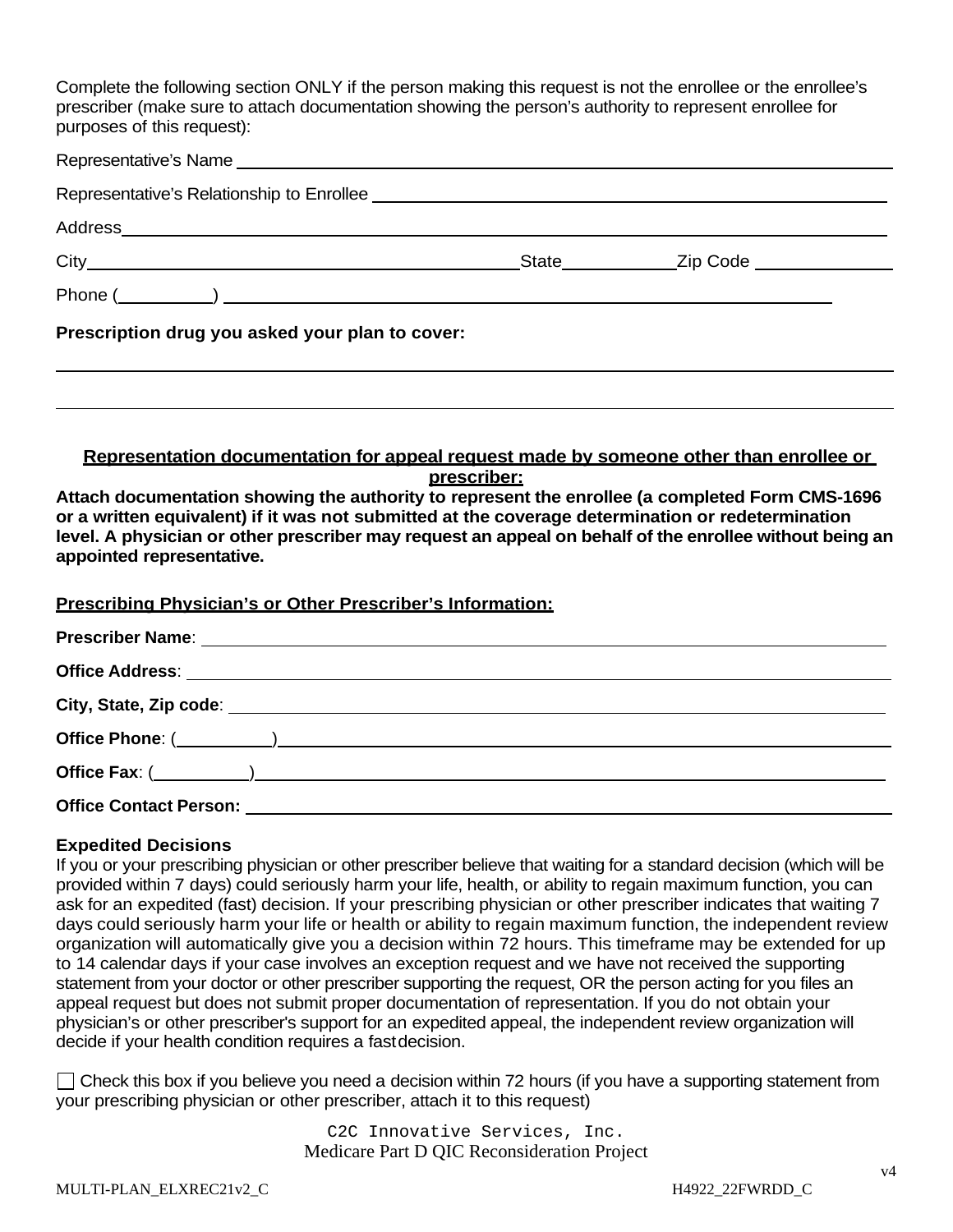Complete the following section ONLY if the person making this request is not the enrollee or the enrollee's prescriber (make sure to attach documentation showing the person's authority to represent enrollee for purposes of this request):

Representative's Name \_\_\_\_\_\_\_\_\_\_\_\_\_\_\_\_\_\_\_\_\_\_\_\_\_\_\_\_\_\_\_\_\_\_\_\_\_\_\_\_

Representative's Relationship to Enrollee \_\_\_\_\_\_\_\_\_\_\_\_\_\_\_\_\_\_\_\_\_\_\_\_\_\_\_\_\_\_

Address\_\_\_\_\_\_\_\_\_\_\_\_\_\_\_\_\_\_\_\_\_\_\_\_\_\_\_\_\_\_\_\_\_\_\_\_\_\_\_\_\_\_\_\_\_\_\_\_\_\_\_\_

City\_\_\_\_\_\_\_\_\_\_\_\_\_\_\_\_\_\_\_\_\_\_\_\_\_\_State\_\_\_\_\_\_\_\_Zip Code \_\_\_\_\_\_\_\_\_\_

Phone (\_\_\_\_\_\_\_\_) \_\_\_\_\_\_\_\_\_\_\_\_\_\_\_\_\_\_\_\_\_\_\_\_\_\_\_\_\_\_\_\_\_\_\_\_\_\_\_\_

**Prescription drug you asked your plan to cover:**

\_\_\_\_\_\_\_\_\_\_\_\_\_\_\_\_\_\_\_\_\_\_\_\_\_\_\_\_\_\_\_\_\_\_\_\_\_\_\_\_\_\_\_\_\_\_\_\_\_\_\_\_\_\_\_\_\_\_

\_\_\_\_\_\_\_\_\_\_\_\_\_\_\_\_\_\_\_\_\_\_\_\_\_\_\_\_\_\_\_\_\_\_\_\_\_\_\_\_\_\_\_\_\_\_\_\_\_\_\_\_\_\_\_\_\_\_

**Representation documentation for appeal request made by someone other than enrollee or prescriber:**

**Attach documentation showing the authority to represent the enrollee (a completed Form CMS-1696 or a written equivalent) if it was not submitted at the coverage determination or redetermination level. A physician or other prescriber may request an appeal on behalf of the enrollee without being an appointed representative.**

**Prescribing Physician's or Other Prescriber's Information:**

**Prescriber Name**: \_\_\_\_\_\_\_\_\_\_\_\_\_\_\_\_\_\_\_\_\_\_\_\_\_\_\_\_\_\_\_\_\_\_\_\_\_\_\_\_\_\_\_\_\_\_

**Office Address**: \_\_\_\_\_\_\_\_\_\_\_\_\_\_\_\_\_\_\_\_\_\_\_\_\_\_\_\_\_\_\_\_\_\_\_\_\_\_\_\_\_\_\_\_\_\_

**City, State, Zip code**: \_\_\_\_\_\_\_\_\_\_\_\_\_\_\_\_\_\_\_\_\_\_\_\_\_\_\_\_\_\_\_\_\_\_\_\_\_\_\_\_\_

**Office Phone**: (\_\_\_\_\_\_\_\_)\_\_\_\_\_\_\_\_\_\_\_\_\_\_\_\_\_\_\_\_\_\_\_\_\_\_\_\_\_\_\_\_\_\_\_\_\_\_\_

**Office Fax**: (\_\_\_\_\_\_\_\_)\_\_\_\_\_\_\_\_\_\_\_\_\_\_\_\_\_\_\_\_\_\_\_\_\_\_\_\_\_\_\_\_\_\_\_\_\_\_\_\_\_

**Office Contact Person:** \_\_\_\_\_\_\_\_\_\_\_\_\_\_\_\_\_\_\_\_\_\_\_\_\_\_\_\_\_\_\_\_\_\_\_\_\_\_\_\_\_

**Expedited Decisions**

If you or your prescribing physician or other prescriber believe that waiting for a standard decision (which will be provided within 7 days) could seriously harm your life, health, or ability to regain maximum function, you can ask for an expedited (fast) decision. If your prescribing physician or other prescriber indicates that waiting 7 days could seriously harm your life or health or ability to regain maximum function, the independent review organization will automatically give you a decision within 72 hours. This timeframe may be extended for up to 14 calendar days if your case involves an exception request and we have not received the supporting statement from your doctor or other prescriber supporting the request, OR the person acting for you files an appeal request but does not submit proper documentation of representation. If you do not obtain your physician's or other prescriber's support for an expedited appeal, the independent review organization will decide if your health condition requires a fast decision.

☐ Check this box if you believe you need a decision within 72 hours (if you have a supporting statement from your prescribing physician or other prescriber, attach it to this request)

C2C Innovative Services, Inc.
Medicare Part D QIC Reconsideration Project

v4

MULTI-PLAN_ELXREC21v2_C H4922_22FWRDD_C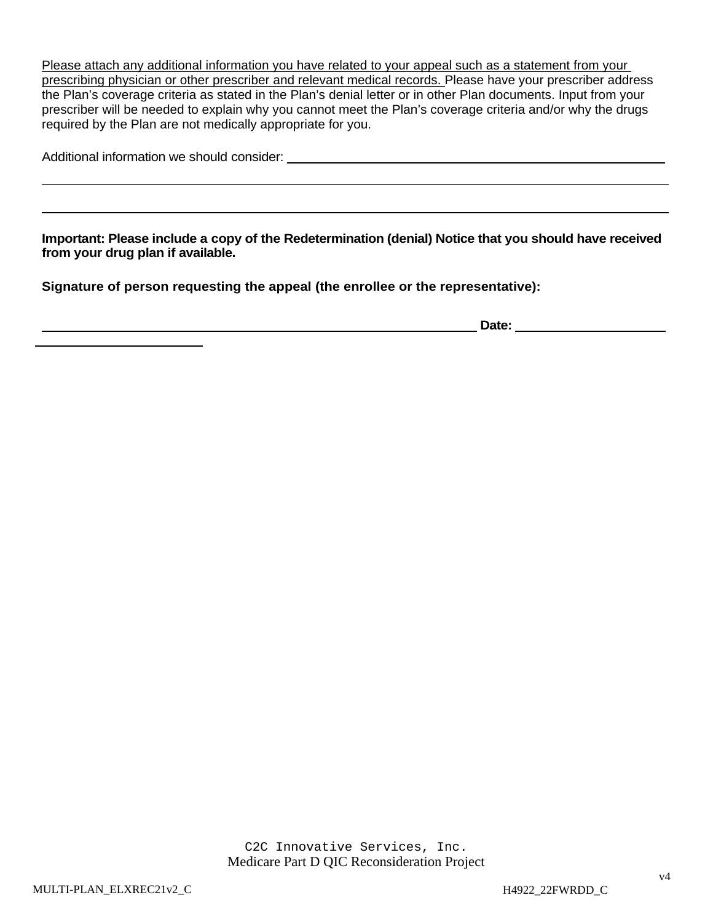Please attach any additional information you have related to your appeal such as a statement from your prescribing physician or other prescriber and relevant medical records. Please have your prescriber address the Plan's coverage criteria as stated in the Plan's denial letter or in other Plan documents. Input from your prescriber will be needed to explain why you cannot meet the Plan's coverage criteria and/or why the drugs required by the Plan are not medically appropriate for you.

Additional information we should consider: ______________________________________________

________________________________________________________________________________

________________________________________________________________________________

**Important: Please include a copy of the Redetermination (denial) Notice that you should have received from your drug plan if available.**

**Signature of person requesting the appeal (the enrollee or the representative):**

____________________________________________________________ **Date:** ____________________

C2C Innovative Services, Inc.
Medicare Part D QIC Reconsideration Project

v4

MULTI-PLAN_ELXREC21v2_C H4922_22FWRDD_C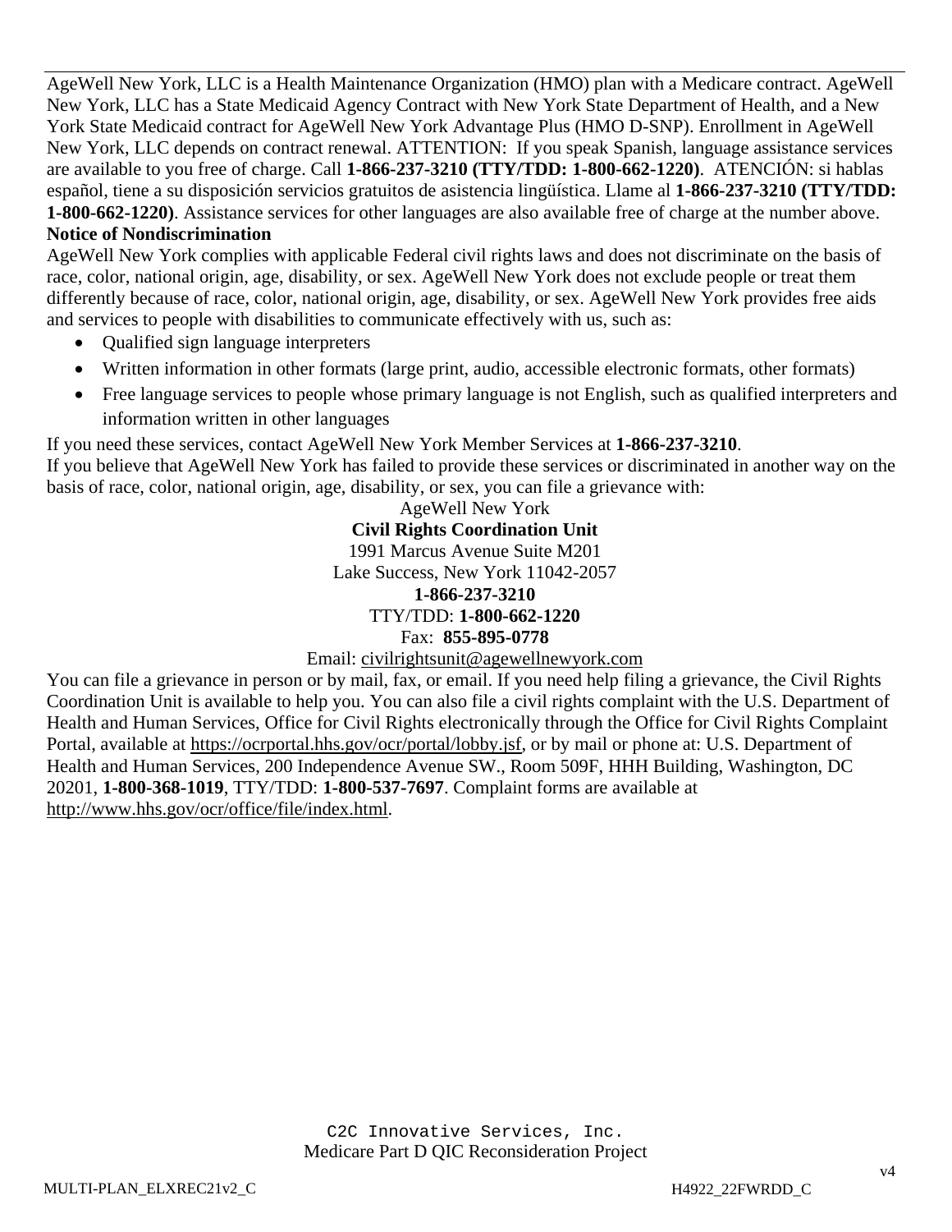AgeWell New York, LLC is a Health Maintenance Organization (HMO) plan with a Medicare contract. AgeWell New York, LLC has a State Medicaid Agency Contract with New York State Department of Health, and a New York State Medicaid contract for AgeWell New York Advantage Plus (HMO D-SNP). Enrollment in AgeWell New York, LLC depends on contract renewal. ATTENTION: If you speak Spanish, language assistance services are available to you free of charge. Call **1-866-237-3210 (TTY/TDD: 1-800-662-1220)**. ATENCIÓN: si hablas español, tiene a su disposición servicios gratuitos de asistencia lingüística. Llame al **1-866-237-3210 (TTY/TDD: 1-800-662-1220)**. Assistance services for other languages are also available free of charge at the number above.

**Notice of Nondiscrimination**

AgeWell New York complies with applicable Federal civil rights laws and does not discriminate on the basis of race, color, national origin, age, disability, or sex. AgeWell New York does not exclude people or treat them differently because of race, color, national origin, age, disability, or sex. AgeWell New York provides free aids and services to people with disabilities to communicate effectively with us, such as:

- Qualified sign language interpreters
- Written information in other formats (large print, audio, accessible electronic formats, other formats)
- Free language services to people whose primary language is not English, such as qualified interpreters and information written in other languages

If you need these services, contact AgeWell New York Member Services at **1-866-237-3210**.

If you believe that AgeWell New York has failed to provide these services or discriminated in another way on the basis of race, color, national origin, age, disability, or sex, you can file a grievance with:

AgeWell New York
**Civil Rights Coordination Unit**
1991 Marcus Avenue Suite M201
Lake Success, New York 11042-2057
**1-866-237-3210**
TTY/TDD: **1-800-662-1220**
Fax: **855-895-0778**
Email: civilrightsunit@agewellnewyork.com

You can file a grievance in person or by mail, fax, or email. If you need help filing a grievance, the Civil Rights Coordination Unit is available to help you. You can also file a civil rights complaint with the U.S. Department of Health and Human Services, Office for Civil Rights electronically through the Office for Civil Rights Complaint Portal, available at https://ocrportal.hhs.gov/ocr/portal/lobby.jsf, or by mail or phone at: U.S. Department of Health and Human Services, 200 Independence Avenue SW., Room 509F, HHH Building, Washington, DC 20201, **1-800-368-1019**, TTY/TDD: **1-800-537-7697**. Complaint forms are available at http://www.hhs.gov/ocr/office/file/index.html.

C2C Innovative Services, Inc.
Medicare Part D QIC Reconsideration Project

MULTI-PLAN_ELXREC21v2_C H4922_22FWRDD_C